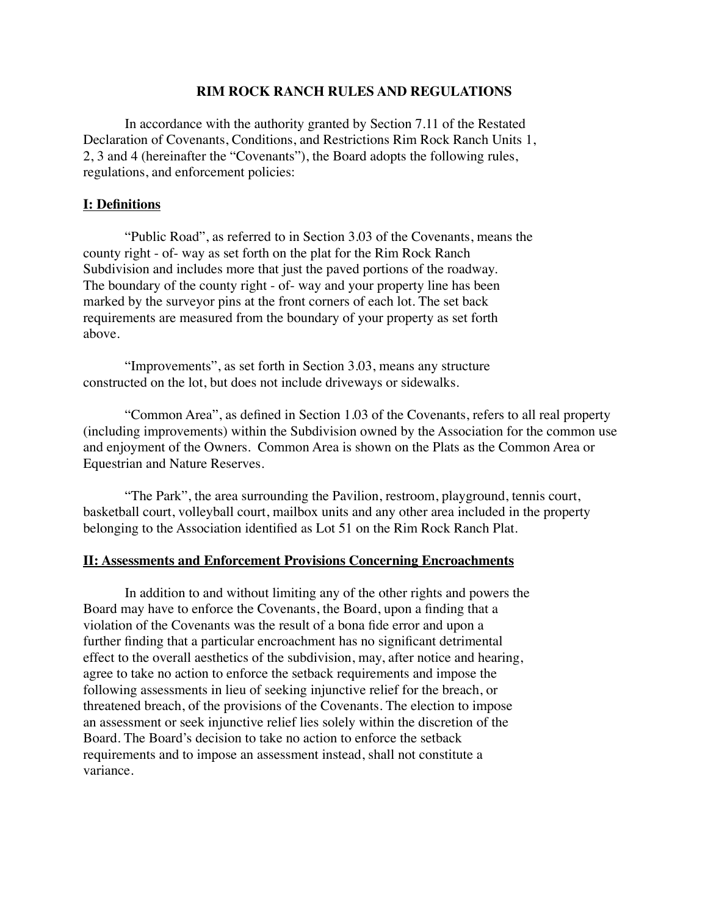# RIM ROCK RANCH RULES AND REGULATIONS

In accordance with the authority granted by Section 7.11 of the Restated Declaration of Covenants, Conditions, and Restrictions Rim Rock Ranch Units 1, 2, 3 and 4 (hereinafter the "Covenants"), the Board adopts the following rules, regulations, and enforcement policies:

## I: Definitions

"Public Road", as referred to in Section 3.03 of the Covenants, means the county right - of- way as set forth on the plat for the Rim Rock Ranch Subdivision and includes more that just the paved portions of the roadway. The boundary of the county right - of- way and your property line has been marked by the surveyor pins at the front corners of each lot. The set back requirements are measured from the boundary of your property as set forth above.

"Improvements", as set forth in Section 3.03, means any structure constructed on the lot, but does not include driveways or sidewalks.

"Common Area", as defined in Section 1.03 of the Covenants, refers to all real property (including improvements) within the Subdivision owned by the Association for the common use and enjoyment of the Owners. Common Area is shown on the Plats as the Common Area or Equestrian and Nature Reserves.

"The Park", the area surrounding the Pavilion, restroom, playground, tennis court, basketball court, volleyball court, mailbox units and any other area included in the property belonging to the Association identified as Lot 51 on the Rim Rock Ranch Plat.

## II: Assessments and Enforcement Provisions Concerning Encroachments

In addition to and without limiting any of the other rights and powers the Board may have to enforce the Covenants, the Board, upon a finding that a violation of the Covenants was the result of a bona fide error and upon a further finding that a particular encroachment has no significant detrimental effect to the overall aesthetics of the subdivision, may, after notice and hearing, agree to take no action to enforce the setback requirements and impose the following assessments in lieu of seeking injunctive relief for the breach, or threatened breach, of the provisions of the Covenants. The election to impose an assessment or seek injunctive relief lies solely within the discretion of the Board. The Board's decision to take no action to enforce the setback requirements and to impose an assessment instead, shall not constitute a variance.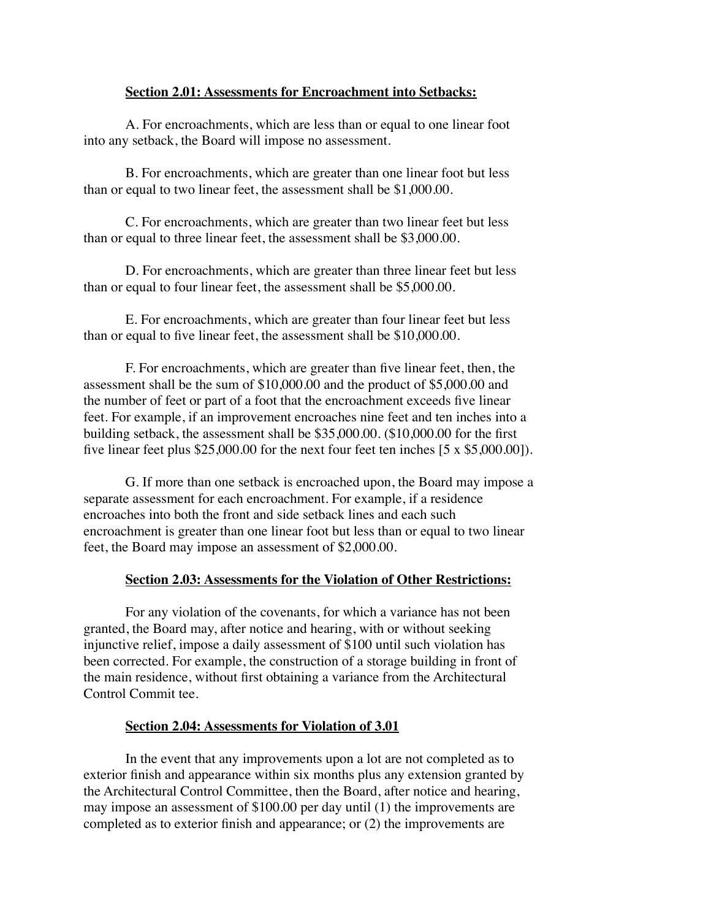**Section 2.01: Assessments for Encroachment into Setbacks:**

A. For encroachments, which are less than or equal to one linear foot into any setback, the Board will impose no assessment.

B. For encroachments, which are greater than one linear foot but less than or equal to two linear feet, the assessment shall be $1,000.00.

C. For encroachments, which are greater than two linear feet but less than or equal to three linear feet, the assessment shall be $3,000.00.

D. For encroachments, which are greater than three linear feet but less than or equal to four linear feet, the assessment shall be $5,000.00.

E. For encroachments, which are greater than four linear feet but less than or equal to five linear feet, the assessment shall be $10,000.00.

F. For encroachments, which are greater than five linear feet, then, the assessment shall be the sum of $10,000.00 and the product of $5,000.00 and the number of feet or part of a foot that the encroachment exceeds five linear feet. For example, if an improvement encroaches nine feet and ten inches into a building setback, the assessment shall be $35,000.00. ($10,000.00 for the first five linear feet plus $25,000.00 for the next four feet ten inches [5 x $5,000.00]).

G. If more than one setback is encroached upon, the Board may impose a separate assessment for each encroachment. For example, if a residence encroaches into both the front and side setback lines and each such encroachment is greater than one linear foot but less than or equal to two linear feet, the Board may impose an assessment of $2,000.00.

**Section 2.03: Assessments for the Violation of Other Restrictions:**

For any violation of the covenants, for which a variance has not been granted, the Board may, after notice and hearing, with or without seeking injunctive relief, impose a daily assessment of $100 until such violation has been corrected. For example, the construction of a storage building in front of the main residence, without first obtaining a variance from the Architectural Control Commit tee.

**Section 2.04: Assessments for Violation of 3.01**

In the event that any improvements upon a lot are not completed as to exterior finish and appearance within six months plus any extension granted by the Architectural Control Committee, then the Board, after notice and hearing, may impose an assessment of $100.00 per day until (1) the improvements are completed as to exterior finish and appearance; or (2) the improvements are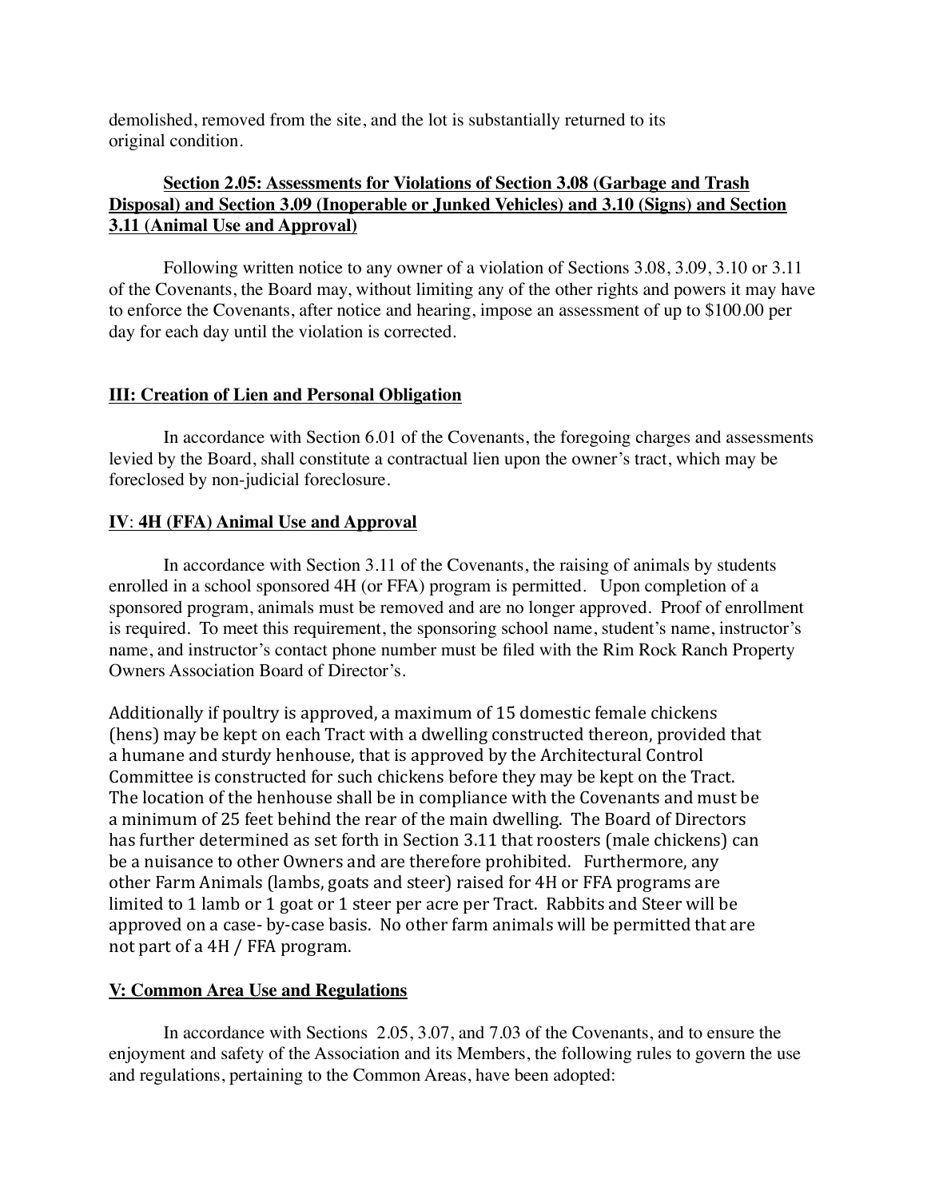demolished, removed from the site, and the lot is substantially returned to its original condition.

**Section 2.05: Assessments for Violations of Section 3.08 (Garbage and Trash Disposal) and Section 3.09 (Inoperable or Junked Vehicles) and 3.10 (Signs) and Section 3.11 (Animal Use and Approval)**

Following written notice to any owner of a violation of Sections 3.08, 3.09, 3.10 or 3.11 of the Covenants, the Board may, without limiting any of the other rights and powers it may have to enforce the Covenants, after notice and hearing, impose an assessment of up to $100.00 per day for each day until the violation is corrected.

## III: Creation of Lien and Personal Obligation

In accordance with Section 6.01 of the Covenants, the foregoing charges and assessments levied by the Board, shall constitute a contractual lien upon the owner's tract, which may be foreclosed by non-judicial foreclosure.

## IV: 4H (FFA) Animal Use and Approval

In accordance with Section 3.11 of the Covenants, the raising of animals by students enrolled in a school sponsored 4H (or FFA) program is permitted. Upon completion of a sponsored program, animals must be removed and are no longer approved. Proof of enrollment is required. To meet this requirement, the sponsoring school name, student's name, instructor's name, and instructor's contact phone number must be filed with the Rim Rock Ranch Property Owners Association Board of Director's.

Additionally if poultry is approved, a maximum of 15 domestic female chickens (hens) may be kept on each Tract with a dwelling constructed thereon, provided that a humane and sturdy henhouse, that is approved by the Architectural Control Committee is constructed for such chickens before they may be kept on the Tract. The location of the henhouse shall be in compliance with the Covenants and must be a minimum of 25 feet behind the rear of the main dwelling. The Board of Directors has further determined as set forth in Section 3.11 that roosters (male chickens) can be a nuisance to other Owners and are therefore prohibited. Furthermore, any other Farm Animals (lambs, goats and steer) raised for 4H or FFA programs are limited to 1 lamb or 1 goat or 1 steer per acre per Tract. Rabbits and Steer will be approved on a case- by-case basis. No other farm animals will be permitted that are not part of a 4H / FFA program.

## V: Common Area Use and Regulations

In accordance with Sections 2.05, 3.07, and 7.03 of the Covenants, and to ensure the enjoyment and safety of the Association and its Members, the following rules to govern the use and regulations, pertaining to the Common Areas, have been adopted: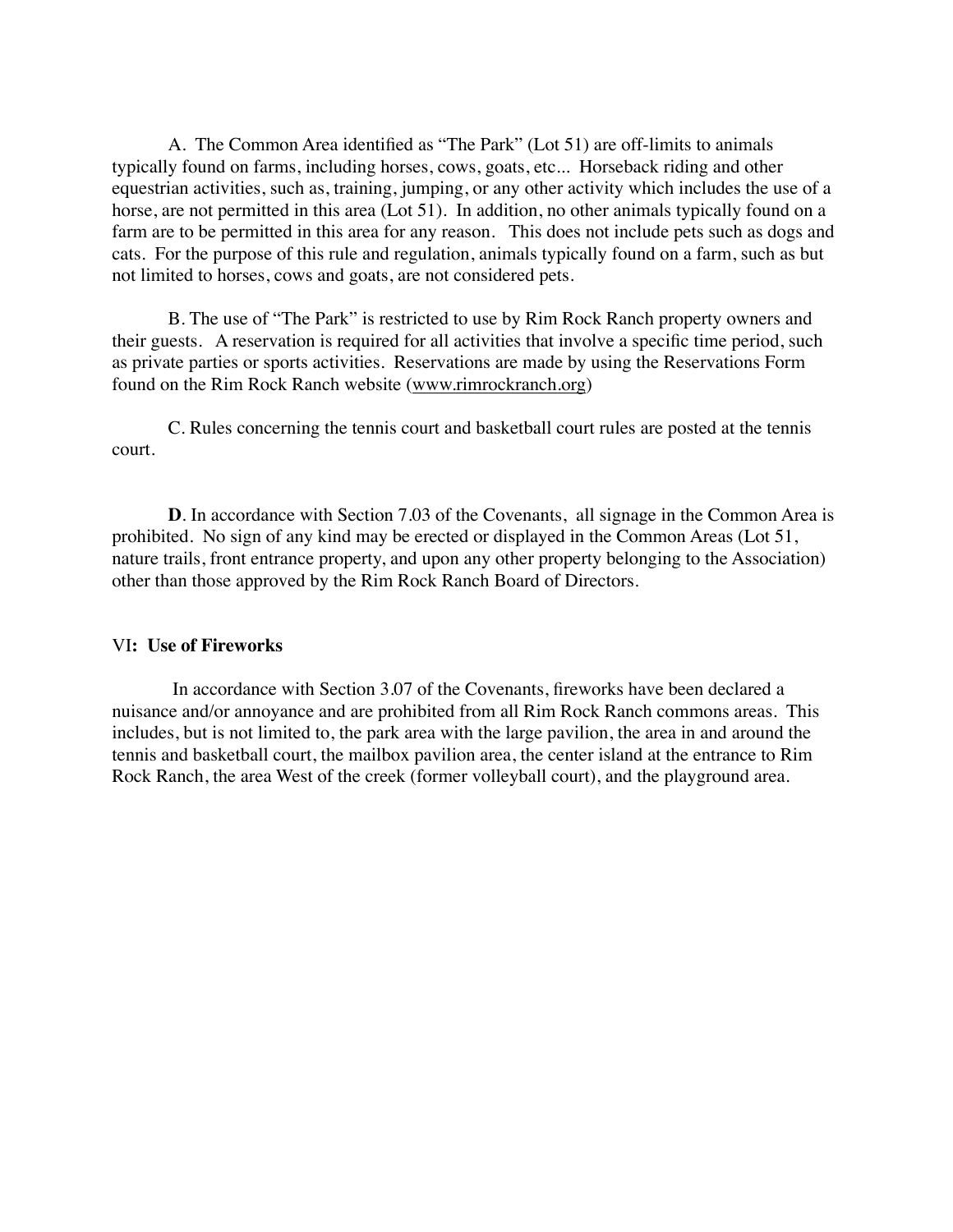A. The Common Area identified as "The Park" (Lot 51) are off-limits to animals typically found on farms, including horses, cows, goats, etc... Horseback riding and other equestrian activities, such as, training, jumping, or any other activity which includes the use of a horse, are not permitted in this area (Lot 51). In addition, no other animals typically found on a farm are to be permitted in this area for any reason. This does not include pets such as dogs and cats. For the purpose of this rule and regulation, animals typically found on a farm, such as but not limited to horses, cows and goats, are not considered pets.

B. The use of "The Park" is restricted to use by Rim Rock Ranch property owners and their guests. A reservation is required for all activities that involve a specific time period, such as private parties or sports activities. Reservations are made by using the Reservations Form found on the Rim Rock Ranch website (www.rimrockranch.org)

C. Rules concerning the tennis court and basketball court rules are posted at the tennis court.

**D**. In accordance with Section 7.03 of the Covenants, all signage in the Common Area is prohibited. No sign of any kind may be erected or displayed in the Common Areas (Lot 51, nature trails, front entrance property, and upon any other property belonging to the Association) other than those approved by the Rim Rock Ranch Board of Directors.

## VI**: Use of Fireworks**

In accordance with Section 3.07 of the Covenants, fireworks have been declared a nuisance and/or annoyance and are prohibited from all Rim Rock Ranch commons areas. This includes, but is not limited to, the park area with the large pavilion, the area in and around the tennis and basketball court, the mailbox pavilion area, the center island at the entrance to Rim Rock Ranch, the area West of the creek (former volleyball court), and the playground area.